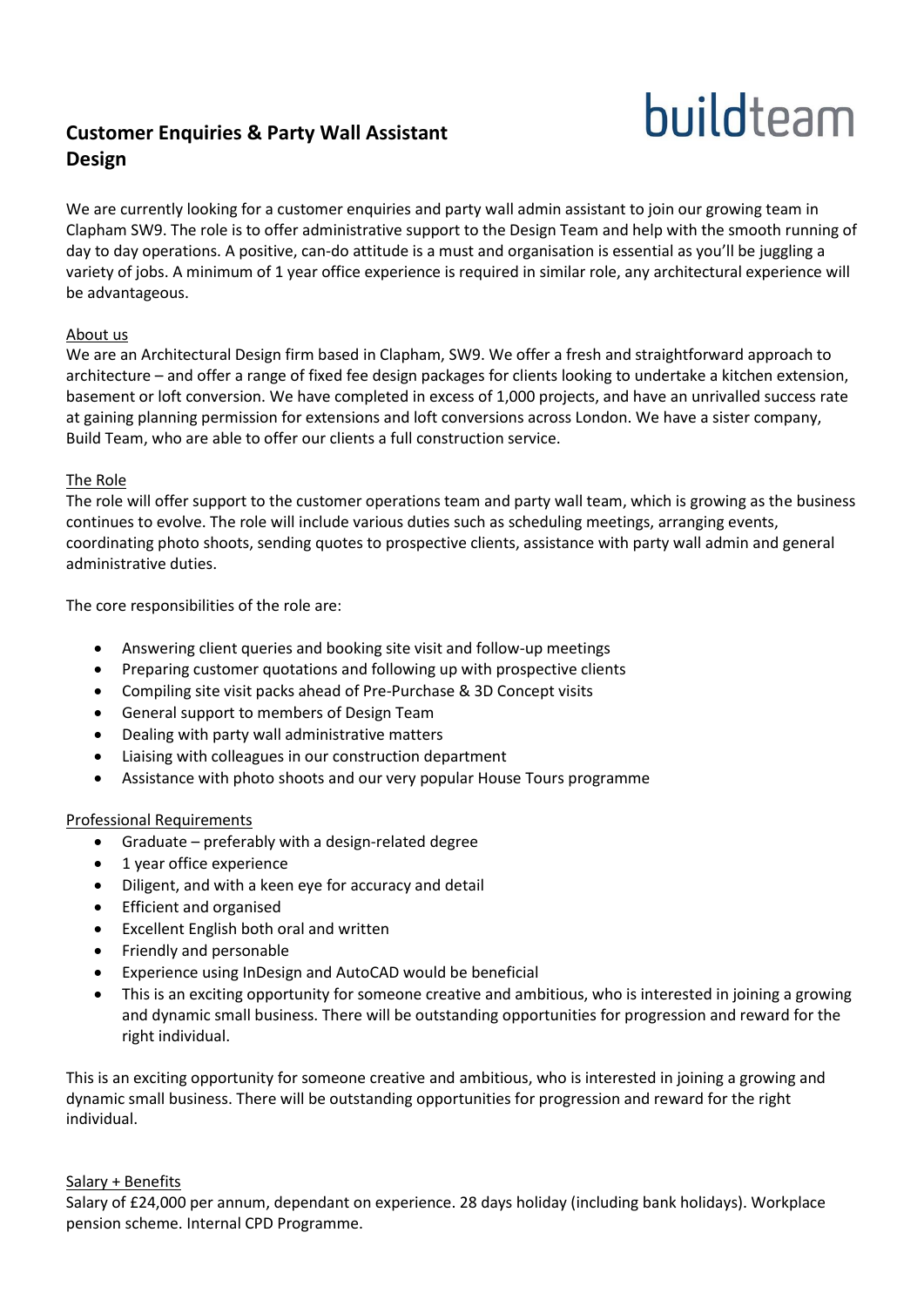# Customer Enquiries & Party Wall Assistant
# Design

buildteam

We are currently looking for a customer enquiries and party wall admin assistant to join our growing team in Clapham SW9. The role is to offer administrative support to the Design Team and help with the smooth running of day to day operations. A positive, can-do attitude is a must and organisation is essential as you'll be juggling a variety of jobs. A minimum of 1 year office experience is required in similar role, any architectural experience will be advantageous.

## About us

We are an Architectural Design firm based in Clapham, SW9. We offer a fresh and straightforward approach to architecture – and offer a range of fixed fee design packages for clients looking to undertake a kitchen extension, basement or loft conversion. We have completed in excess of 1,000 projects, and have an unrivalled success rate at gaining planning permission for extensions and loft conversions across London. We have a sister company, Build Team, who are able to offer our clients a full construction service.

## The Role

The role will offer support to the customer operations team and party wall team, which is growing as the business continues to evolve. The role will include various duties such as scheduling meetings, arranging events, coordinating photo shoots, sending quotes to prospective clients, assistance with party wall admin and general administrative duties.

The core responsibilities of the role are:

- Answering client queries and booking site visit and follow-up meetings
- Preparing customer quotations and following up with prospective clients
- Compiling site visit packs ahead of Pre-Purchase & 3D Concept visits
- General support to members of Design Team
- Dealing with party wall administrative matters
- Liaising with colleagues in our construction department
- Assistance with photo shoots and our very popular House Tours programme

## Professional Requirements

- Graduate – preferably with a design-related degree
- 1 year office experience
- Diligent, and with a keen eye for accuracy and detail
- Efficient and organised
- Excellent English both oral and written
- Friendly and personable
- Experience using InDesign and AutoCAD would be beneficial
- This is an exciting opportunity for someone creative and ambitious, who is interested in joining a growing and dynamic small business. There will be outstanding opportunities for progression and reward for the right individual.

This is an exciting opportunity for someone creative and ambitious, who is interested in joining a growing and dynamic small business. There will be outstanding opportunities for progression and reward for the right individual.

## Salary + Benefits

Salary of £24,000 per annum, dependant on experience. 28 days holiday (including bank holidays). Workplace pension scheme. Internal CPD Programme.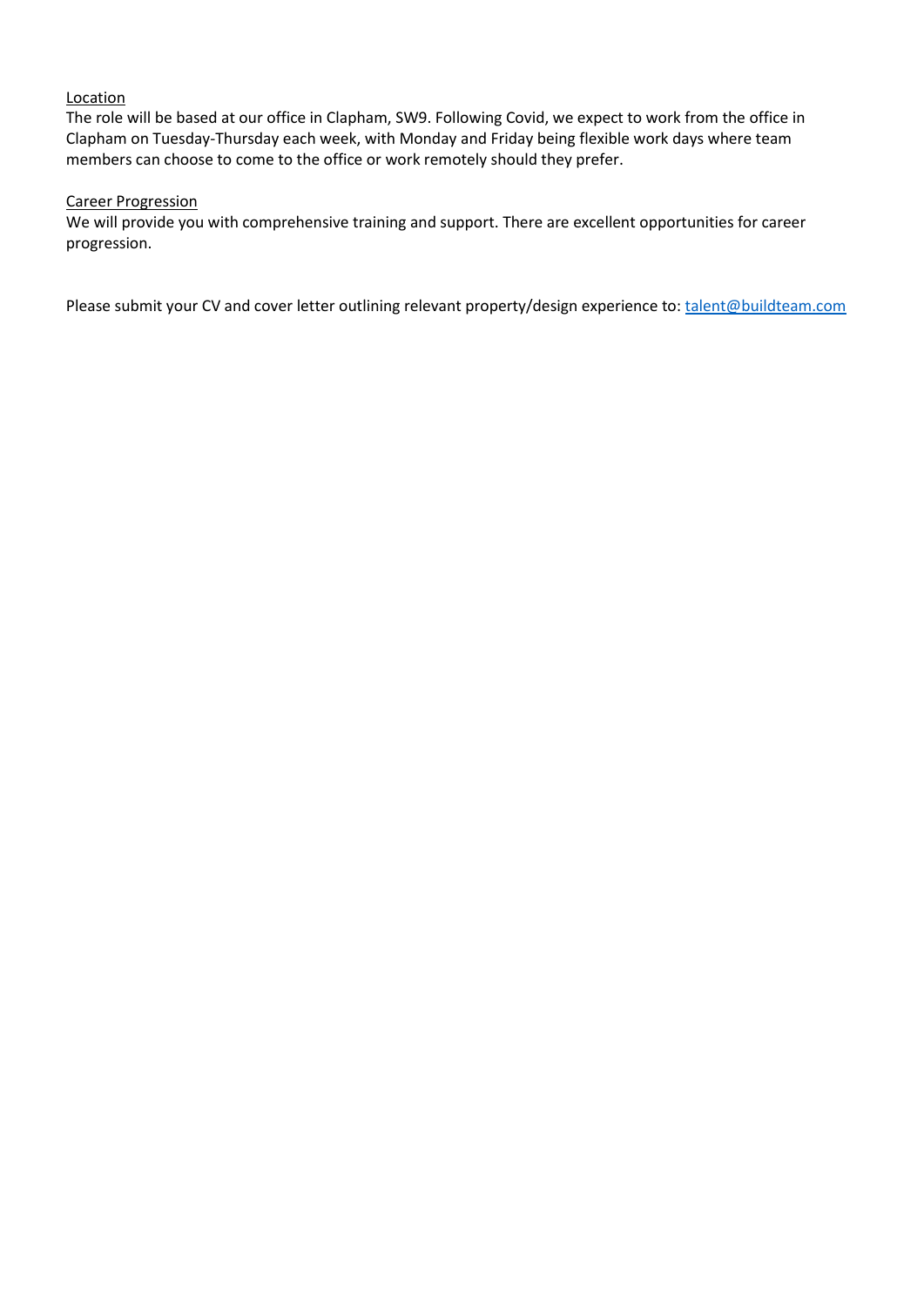Location

The role will be based at our office in Clapham, SW9. Following Covid, we expect to work from the office in Clapham on Tuesday-Thursday each week, with Monday and Friday being flexible work days where team members can choose to come to the office or work remotely should they prefer.

Career Progression

We will provide you with comprehensive training and support. There are excellent opportunities for career progression.

Please submit your CV and cover letter outlining relevant property/design experience to: [talent@buildteam.com](mailto:talent@buildteam.com)